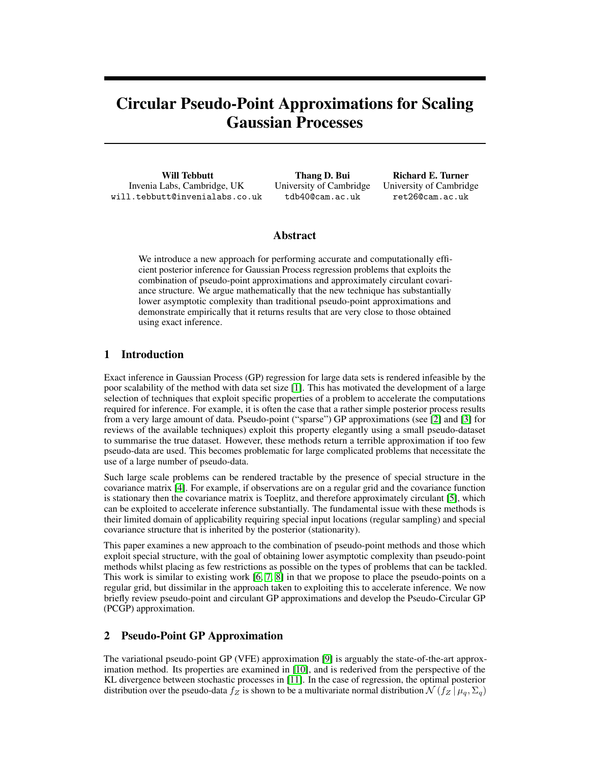# Circular Pseudo-Point Approximations for Scaling Gaussian Processes

**Will Tebbutt**
Invenia Labs, Cambridge, UK
will.tebbutt@invenialabs.co.uk

**Thang D. Bui**
University of Cambridge
tdb40@cam.ac.uk

**Richard E. Turner**
University of Cambridge
ret26@cam.ac.uk

## Abstract

We introduce a new approach for performing accurate and computationally efficient posterior inference for Gaussian Process regression problems that exploits the combination of pseudo-point approximations and approximately circulant covariance structure. We argue mathematically that the new technique has substantially lower asymptotic complexity than traditional pseudo-point approximations and demonstrate empirically that it returns results that are very close to those obtained using exact inference.

## 1 Introduction

Exact inference in Gaussian Process (GP) regression for large data sets is rendered infeasible by the poor scalability of the method with data set size [1]. This has motivated the development of a large selection of techniques that exploit specific properties of a problem to accelerate the computations required for inference. For example, it is often the case that a rather simple posterior process results from a very large amount of data. Pseudo-point ("sparse") GP approximations (see [2] and [3] for reviews of the available techniques) exploit this property elegantly using a small pseudo-dataset to summarise the true dataset. However, these methods return a terrible approximation if too few pseudo-data are used. This becomes problematic for large complicated problems that necessitate the use of a large number of pseudo-data.

Such large scale problems can be rendered tractable by the presence of special structure in the covariance matrix [4]. For example, if observations are on a regular grid and the covariance function is stationary then the covariance matrix is Toeplitz, and therefore approximately circulant [5], which can be exploited to accelerate inference substantially. The fundamental issue with these methods is their limited domain of applicability requiring special input locations (regular sampling) and special covariance structure that is inherited by the posterior (stationarity).

This paper examines a new approach to the combination of pseudo-point methods and those which exploit special structure, with the goal of obtaining lower asymptotic complexity than pseudo-point methods whilst placing as few restrictions as possible on the types of problems that can be tackled. This work is similar to existing work [6, 7, 8] in that we propose to place the pseudo-points on a regular grid, but dissimilar in the approach taken to exploiting this to accelerate inference. We now briefly review pseudo-point and circulant GP approximations and develop the Pseudo-Circular GP (PCGP) approximation.

## 2 Pseudo-Point GP Approximation

The variational pseudo-point GP (VFE) approximation [9] is arguably the state-of-the-art approximation method. Its properties are examined in [10], and is rederived from the perspective of the KL divergence between stochastic processes in [11]. In the case of regression, the optimal posterior distribution over the pseudo-data $f_Z$ is shown to be a multivariate normal distribution $\mathcal{N}(f_Z \mid \mu_q, \Sigma_q)$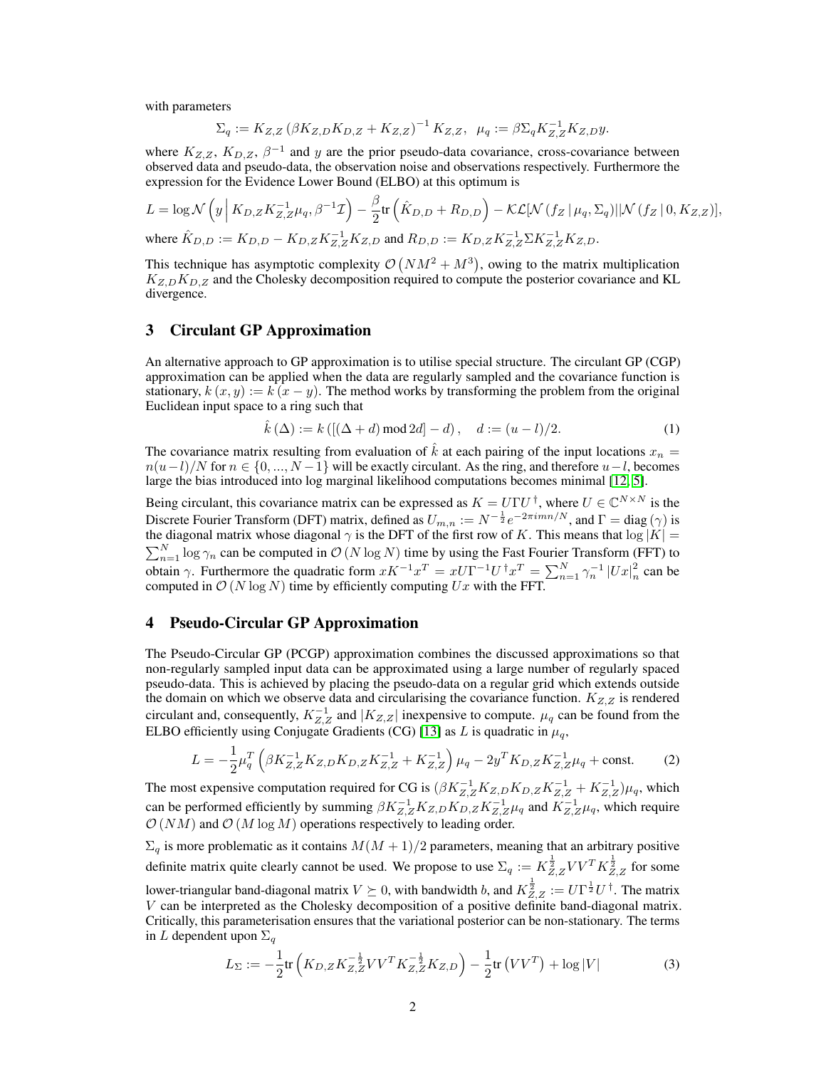with parameters

$$\Sigma_q := K_{Z,Z} \left( \beta K_{Z,D} K_{D,Z} + K_{Z,Z} \right)^{-1} K_{Z,Z}, \quad \mu_q := \beta \Sigma_q K_{Z,Z}^{-1} K_{Z,D} y.$$

where $K_{Z,Z}$, $K_{D,Z}$, $\beta^{-1}$ and $y$ are the prior pseudo-data covariance, cross-covariance between observed data and pseudo-data, the observation noise and observations respectively. Furthermore the expression for the Evidence Lower Bound (ELBO) at this optimum is

$$L = \log \mathcal{N}\left( y \,\middle|\, K_{D,Z} K_{Z,Z}^{-1} \mu_q, \beta^{-1} \mathcal{I} \right) - \frac{\beta}{2} \mathrm{tr}\left( \hat{K}_{D,D} + R_{D,D} \right) - \mathcal{KL}[\mathcal{N}\left(f_Z \mid \mu_q, \Sigma_q\right) || \mathcal{N}\left(f_Z \mid 0, K_{Z,Z}\right)],$$

where $\hat{K}_{D,D} := K_{D,D} - K_{D,Z} K_{Z,Z}^{-1} K_{Z,D}$ and $R_{D,D} := K_{D,Z} K_{Z,Z}^{-1} \Sigma K_{Z,Z}^{-1} K_{Z,D}$.

This technique has asymptotic complexity $\mathcal{O}\left(NM^2 + M^3\right)$, owing to the matrix multiplication $K_{Z,D} K_{D,Z}$ and the Cholesky decomposition required to compute the posterior covariance and KL divergence.

## 3 Circulant GP Approximation

An alternative approach to GP approximation is to utilise special structure. The circulant GP (CGP) approximation can be applied when the data are regularly sampled and the covariance function is stationary, $k(x, y) := k(x - y)$. The method works by transforming the problem from the original Euclidean input space to a ring such that

$$\hat{k}(\Delta) := k\left( [(\Delta + d) \bmod 2d] - d \right), \quad d := (u - l)/2. \tag{1}$$

The covariance matrix resulting from evaluation of $\hat{k}$ at each pairing of the input locations $x_n = n(u-l)/N$ for $n \in \{0, ..., N-1\}$ will be exactly circulant. As the ring, and therefore $u - l$, becomes large the bias introduced into log marginal likelihood computations becomes minimal [12, 5].

Being circulant, this covariance matrix can be expressed as $K = U \Gamma U^{\dagger}$, where $U \in \mathbb{C}^{N \times N}$ is the Discrete Fourier Transform (DFT) matrix, defined as $U_{m,n} := N^{-\frac{1}{2}} e^{-2\pi i mn/N}$, and $\Gamma = \mathrm{diag}(\gamma)$ is the diagonal matrix whose diagonal $\gamma$ is the DFT of the first row of $K$. This means that $\log |K| = \sum_{n=1}^{N} \log \gamma_n$ can be computed in $\mathcal{O}(N \log N)$ time by using the Fast Fourier Transform (FFT) to obtain $\gamma$. Furthermore the quadratic form $x K^{-1} x^T = x U \Gamma^{-1} U^{\dagger} x^T = \sum_{n=1}^{N} \gamma_n^{-1} |Ux|_n^2$ can be computed in $\mathcal{O}(N \log N)$ time by efficiently computing $Ux$ with the FFT.

## 4 Pseudo-Circular GP Approximation

The Pseudo-Circular GP (PCGP) approximation combines the discussed approximations so that non-regularly sampled input data can be approximated using a large number of regularly spaced pseudo-data. This is achieved by placing the pseudo-data on a regular grid which extends outside the domain on which we observe data and circularising the covariance function. $K_{Z,Z}$ is rendered circulant and, consequently, $K_{Z,Z}^{-1}$ and $|K_{Z,Z}|$ inexpensive to compute. $\mu_q$ can be found from the ELBO efficiently using Conjugate Gradients (CG) [13] as $L$ is quadratic in $\mu_q$,

$$L = -\frac{1}{2} \mu_q^T \left( \beta K_{Z,Z}^{-1} K_{Z,D} K_{D,Z} K_{Z,Z}^{-1} + K_{Z,Z}^{-1} \right) \mu_q - 2 y^T K_{D,Z} K_{Z,Z}^{-1} \mu_q + \text{const}. \tag{2}$$

The most expensive computation required for CG is $(\beta K_{Z,Z}^{-1} K_{Z,D} K_{D,Z} K_{Z,Z}^{-1} + K_{Z,Z}^{-1})\mu_q$, which can be performed efficiently by summing $\beta K_{Z,Z}^{-1} K_{Z,D} K_{D,Z} K_{Z,Z}^{-1} \mu_q$ and $K_{Z,Z}^{-1} \mu_q$, which require $\mathcal{O}(NM)$ and $\mathcal{O}(M \log M)$ operations respectively to leading order.

$\Sigma_q$ is more problematic as it contains $M(M+1)/2$ parameters, meaning that an arbitrary positive definite matrix quite clearly cannot be used. We propose to use $\Sigma_q := K_{Z,Z}^{\frac{1}{2}} V V^T K_{Z,Z}^{\frac{1}{2}}$ for some lower-triangular band-diagonal matrix $V \succeq 0$, with bandwidth $b$, and $K_{Z,Z}^{\frac{1}{2}} := U \Gamma^{\frac{1}{2}} U^{\dagger}$. The matrix $V$ can be interpreted as the Cholesky decomposition of a positive definite band-diagonal matrix. Critically, this parameterisation ensures that the variational posterior can be non-stationary. The terms in $L$ dependent upon $\Sigma_q$

$$L_{\Sigma} := -\frac{1}{2} \mathrm{tr}\left( K_{D,Z} K_{Z,Z}^{-\frac{1}{2}} V V^T K_{Z,Z}^{-\frac{1}{2}} K_{Z,D} \right) - \frac{1}{2} \mathrm{tr}\left( V V^T \right) + \log |V| \tag{3}$$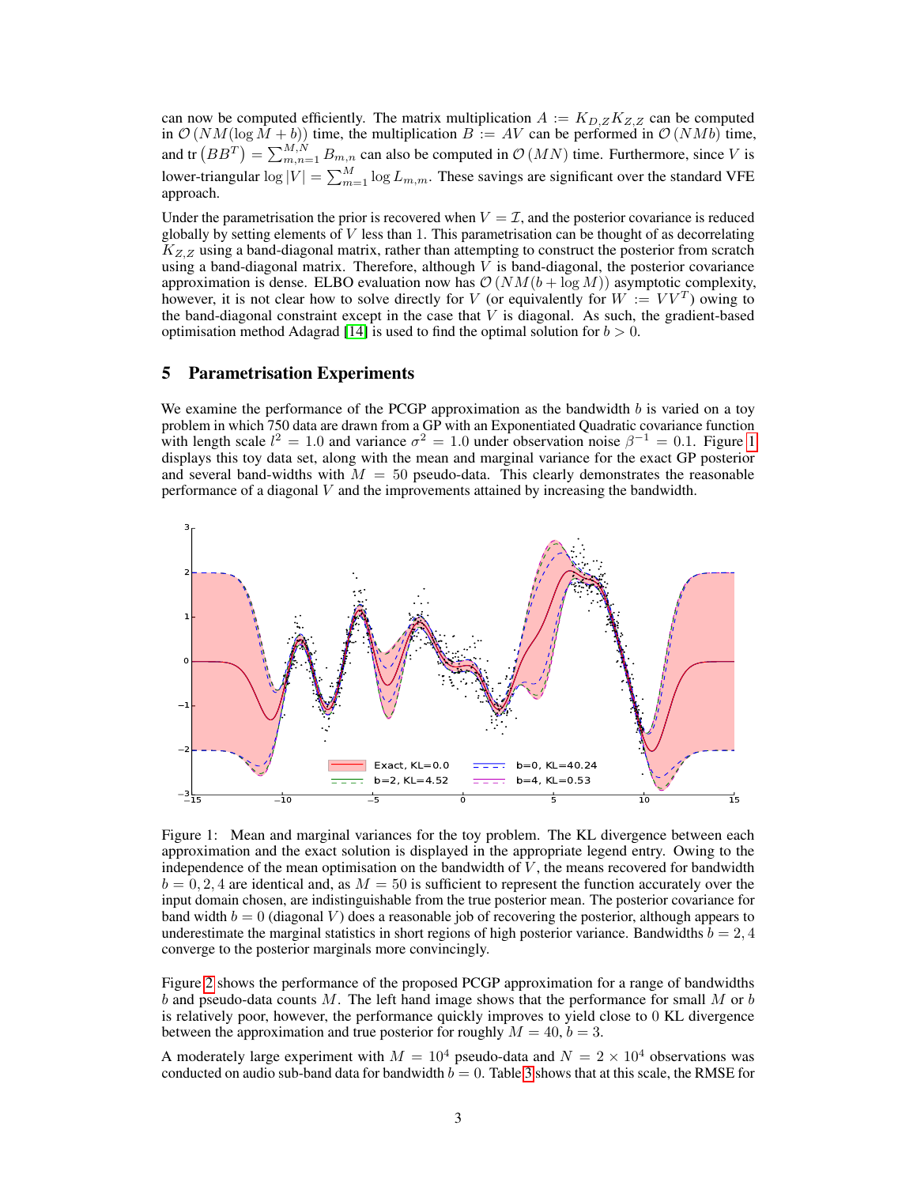can now be computed efficiently. The matrix multiplication $A := K_{D,Z} K_{Z,Z}$ can be computed in $\mathcal{O}(NM(\log M + b))$ time, the multiplication $B := AV$ can be performed in $\mathcal{O}(NMb)$ time, and $\text{tr}\left(BB^T\right) = \sum_{m,n=1}^{M,N} B_{m,n}$ can also be computed in $\mathcal{O}(MN)$ time. Furthermore, since $V$ is lower-triangular $\log|V| = \sum_{m=1}^{M} \log L_{m,m}$. These savings are significant over the standard VFE approach.

Under the parametrisation the prior is recovered when $V = \mathcal{I}$, and the posterior covariance is reduced globally by setting elements of $V$ less than 1. This parametrisation can be thought of as decorrelating $K_{Z,Z}$ using a band-diagonal matrix, rather than attempting to construct the posterior from scratch using a band-diagonal matrix. Therefore, although $V$ is band-diagonal, the posterior covariance approximation is dense. ELBO evaluation now has $\mathcal{O}(NM(b + \log M))$ asymptotic complexity, however, it is not clear how to solve directly for $V$ (or equivalently for $W := VV^T$) owing to the band-diagonal constraint except in the case that $V$ is diagonal. As such, the gradient-based optimisation method Adagrad [14] is used to find the optimal solution for $b > 0$.

## 5 Parametrisation Experiments

We examine the performance of the PCGP approximation as the bandwidth $b$ is varied on a toy problem in which 750 data are drawn from a GP with an Exponentiated Quadratic covariance function with length scale $l^2 = 1.0$ and variance $\sigma^2 = 1.0$ under observation noise $\beta^{-1} = 0.1$. Figure 1 displays this toy data set, along with the mean and marginal variance for the exact GP posterior and several band-widths with $M = 50$ pseudo-data. This clearly demonstrates the reasonable performance of a diagonal $V$ and the improvements attained by increasing the bandwidth.

Figure 1: Mean and marginal variances for the toy problem. The KL divergence between each approximation and the exact solution is displayed in the appropriate legend entry. Owing to the independence of the mean optimisation on the bandwidth of $V$, the means recovered for bandwidth $b = 0, 2, 4$ are identical and, as $M = 50$ is sufficient to represent the function accurately over the input domain chosen, are indistinguishable from the true posterior mean. The posterior covariance for band width $b = 0$ (diagonal $V$) does a reasonable job of recovering the posterior, although appears to underestimate the marginal statistics in short regions of high posterior variance. Bandwidths $b = 2, 4$ converge to the posterior marginals more convincingly.

Figure 2 shows the performance of the proposed PCGP approximation for a range of bandwidths $b$ and pseudo-data counts $M$. The left hand image shows that the performance for small $M$ or $b$ is relatively poor, however, the performance quickly improves to yield close to 0 KL divergence between the approximation and true posterior for roughly $M = 40$, $b = 3$.

A moderately large experiment with $M = 10^4$ pseudo-data and $N = 2 \times 10^4$ observations was conducted on audio sub-band data for bandwidth $b = 0$. Table 3 shows that at this scale, the RMSE for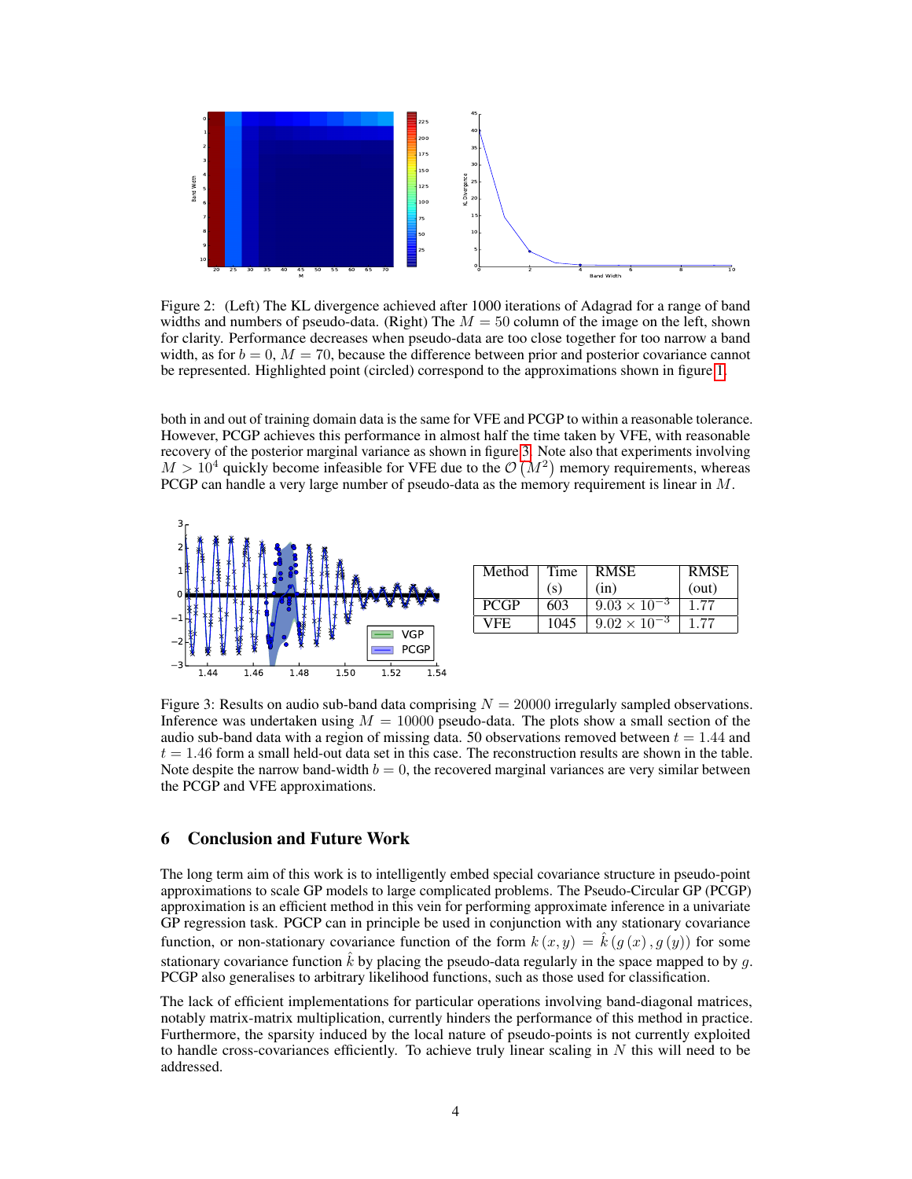Figure 2: (Left) The KL divergence achieved after 1000 iterations of Adagrad for a range of band widths and numbers of pseudo-data. (Right) The $M = 50$ column of the image on the left, shown for clarity. Performance decreases when pseudo-data are too close together for too narrow a band width, as for $b = 0$, $M = 70$, because the difference between prior and posterior covariance cannot be represented. Highlighted point (circled) correspond to the approximations shown in figure 1.

both in and out of training domain data is the same for VFE and PCGP to within a reasonable tolerance. However, PCGP achieves this performance in almost half the time taken by VFE, with reasonable recovery of the posterior marginal variance as shown in figure 3. Note also that experiments involving $M > 10^4$ quickly become infeasible for VFE due to the $\mathcal{O}(M^2)$ memory requirements, whereas PCGP can handle a very large number of pseudo-data as the memory requirement is linear in $M$.

| Method | Time (s) | RMSE (in) | RMSE (out) |
|---|---|---|---|
| PCGP | 603 | $9.03 \times 10^{-3}$ | 1.77 |
| VFE | 1045 | $9.02 \times 10^{-3}$ | 1.77 |

Figure 3: Results on audio sub-band data comprising $N = 20000$ irregularly sampled observations. Inference was undertaken using $M = 10000$ pseudo-data. The plots show a small section of the audio sub-band data with a region of missing data. 50 observations removed between $t = 1.44$ and $t = 1.46$ form a small held-out data set in this case. The reconstruction results are shown in the table. Note despite the narrow band-width $b = 0$, the recovered marginal variances are very similar between the PCGP and VFE approximations.

## 6 Conclusion and Future Work

The long term aim of this work is to intelligently embed special covariance structure in pseudo-point approximations to scale GP models to large complicated problems. The Pseudo-Circular GP (PCGP) approximation is an efficient method in this vein for performing approximate inference in a univariate GP regression task. PGCP can in principle be used in conjunction with any stationary covariance function, or non-stationary covariance function of the form $k(x, y) = \hat{k}(g(x), g(y))$ for some stationary covariance function $\hat{k}$ by placing the pseudo-data regularly in the space mapped to by $g$. PCGP also generalises to arbitrary likelihood functions, such as those used for classification.

The lack of efficient implementations for particular operations involving band-diagonal matrices, notably matrix-matrix multiplication, currently hinders the performance of this method in practice. Furthermore, the sparsity induced by the local nature of pseudo-points is not currently exploited to handle cross-covariances efficiently. To achieve truly linear scaling in $N$ this will need to be addressed.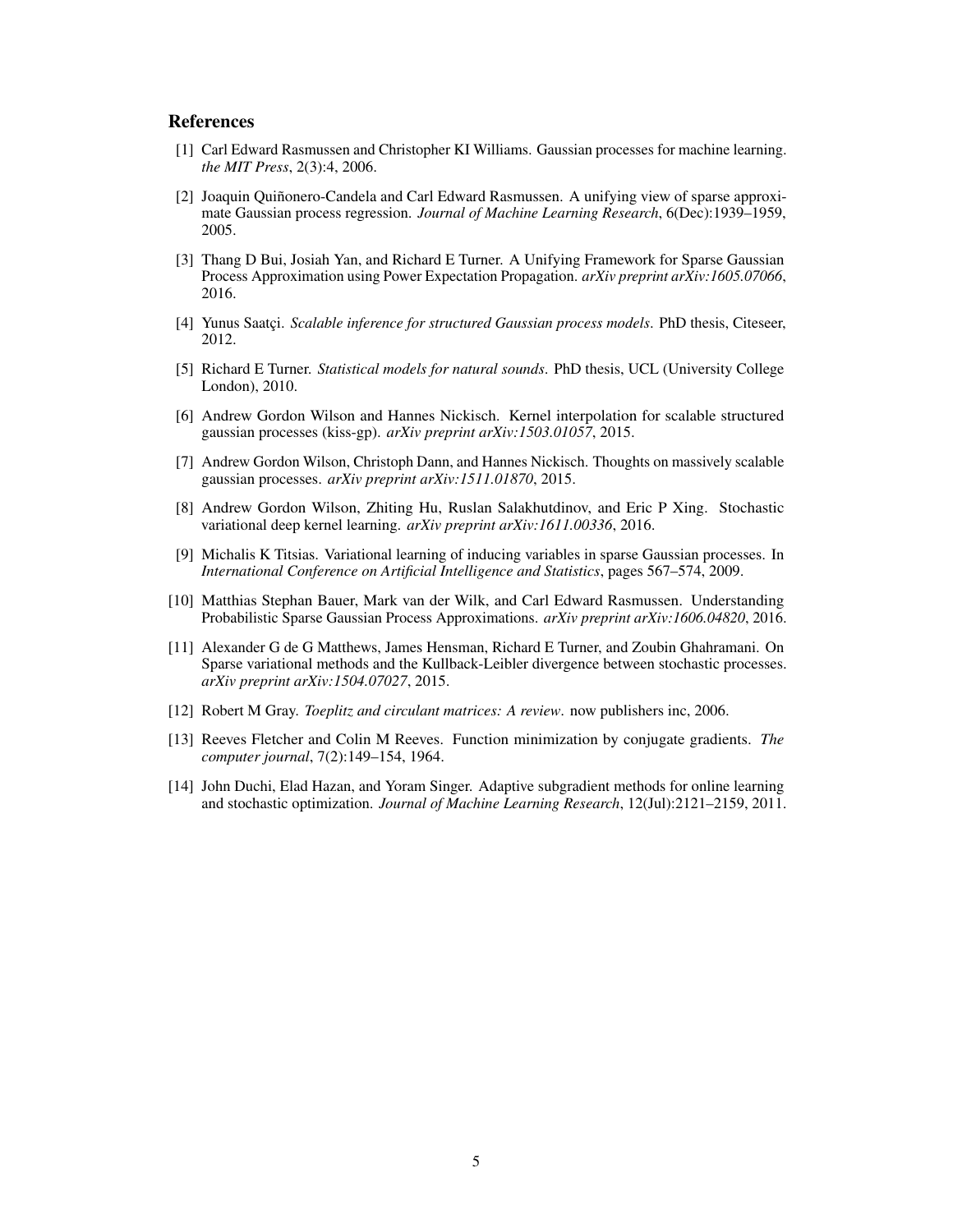## References

[1] Carl Edward Rasmussen and Christopher KI Williams. Gaussian processes for machine learning. *the MIT Press*, 2(3):4, 2006.

[2] Joaquin Quiñonero-Candela and Carl Edward Rasmussen. A unifying view of sparse approximate Gaussian process regression. *Journal of Machine Learning Research*, 6(Dec):1939–1959, 2005.

[3] Thang D Bui, Josiah Yan, and Richard E Turner. A Unifying Framework for Sparse Gaussian Process Approximation using Power Expectation Propagation. *arXiv preprint arXiv:1605.07066*, 2016.

[4] Yunus Saatçi. *Scalable inference for structured Gaussian process models*. PhD thesis, Citeseer, 2012.

[5] Richard E Turner. *Statistical models for natural sounds*. PhD thesis, UCL (University College London), 2010.

[6] Andrew Gordon Wilson and Hannes Nickisch. Kernel interpolation for scalable structured gaussian processes (kiss-gp). *arXiv preprint arXiv:1503.01057*, 2015.

[7] Andrew Gordon Wilson, Christoph Dann, and Hannes Nickisch. Thoughts on massively scalable gaussian processes. *arXiv preprint arXiv:1511.01870*, 2015.

[8] Andrew Gordon Wilson, Zhiting Hu, Ruslan Salakhutdinov, and Eric P Xing. Stochastic variational deep kernel learning. *arXiv preprint arXiv:1611.00336*, 2016.

[9] Michalis K Titsias. Variational learning of inducing variables in sparse Gaussian processes. In *International Conference on Artificial Intelligence and Statistics*, pages 567–574, 2009.

[10] Matthias Stephan Bauer, Mark van der Wilk, and Carl Edward Rasmussen. Understanding Probabilistic Sparse Gaussian Process Approximations. *arXiv preprint arXiv:1606.04820*, 2016.

[11] Alexander G de G Matthews, James Hensman, Richard E Turner, and Zoubin Ghahramani. On Sparse variational methods and the Kullback-Leibler divergence between stochastic processes. *arXiv preprint arXiv:1504.07027*, 2015.

[12] Robert M Gray. *Toeplitz and circulant matrices: A review*. now publishers inc, 2006.

[13] Reeves Fletcher and Colin M Reeves. Function minimization by conjugate gradients. *The computer journal*, 7(2):149–154, 1964.

[14] John Duchi, Elad Hazan, and Yoram Singer. Adaptive subgradient methods for online learning and stochastic optimization. *Journal of Machine Learning Research*, 12(Jul):2121–2159, 2011.